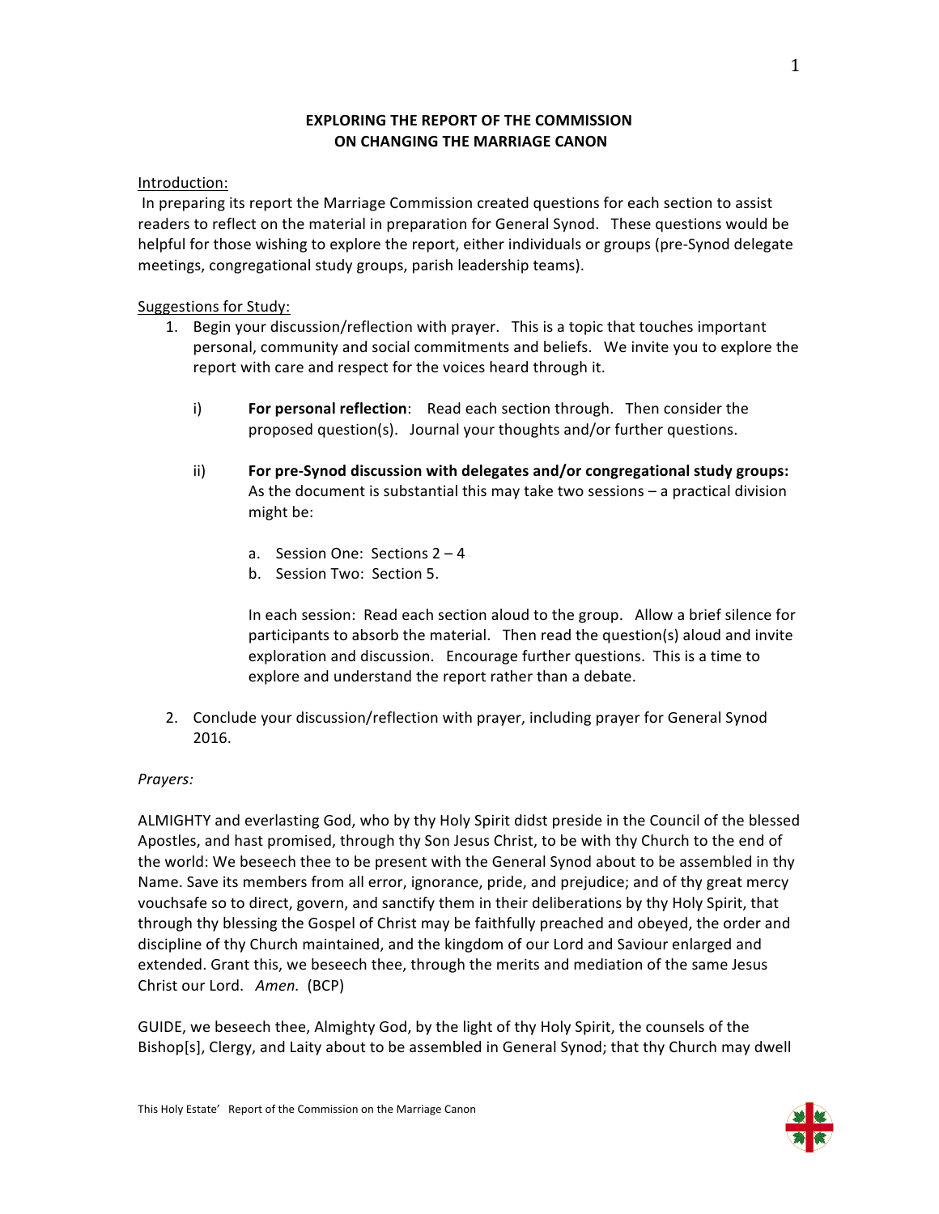# EXPLORING THE REPORT OF THE COMMISSION ON CHANGING THE MARRIAGE CANON

Introduction:

In preparing its report the Marriage Commission created questions for each section to assist readers to reflect on the material in preparation for General Synod. These questions would be helpful for those wishing to explore the report, either individuals or groups (pre-Synod delegate meetings, congregational study groups, parish leadership teams).

Suggestions for Study:

1. Begin your discussion/reflection with prayer. This is a topic that touches important personal, community and social commitments and beliefs. We invite you to explore the report with care and respect for the voices heard through it.

   i) **For personal reflection**: Read each section through. Then consider the proposed question(s). Journal your thoughts and/or further questions.

   ii) **For pre-Synod discussion with delegates and/or congregational study groups:** As the document is substantial this may take two sessions – a practical division might be:

      a. Session One: Sections 2 – 4
      b. Session Two: Section 5.

      In each session: Read each section aloud to the group. Allow a brief silence for participants to absorb the material. Then read the question(s) aloud and invite exploration and discussion. Encourage further questions. This is a time to explore and understand the report rather than a debate.

2. Conclude your discussion/reflection with prayer, including prayer for General Synod 2016.

*Prayers:*

ALMIGHTY and everlasting God, who by thy Holy Spirit didst preside in the Council of the blessed Apostles, and hast promised, through thy Son Jesus Christ, to be with thy Church to the end of the world: We beseech thee to be present with the General Synod about to be assembled in thy Name. Save its members from all error, ignorance, pride, and prejudice; and of thy great mercy vouchsafe so to direct, govern, and sanctify them in their deliberations by thy Holy Spirit, that through thy blessing the Gospel of Christ may be faithfully preached and obeyed, the order and discipline of thy Church maintained, and the kingdom of our Lord and Saviour enlarged and extended. Grant this, we beseech thee, through the merits and mediation of the same Jesus Christ our Lord. *Amen.* (BCP)

GUIDE, we beseech thee, Almighty God, by the light of thy Holy Spirit, the counsels of the Bishop[s], Clergy, and Laity about to be assembled in General Synod; that thy Church may dwell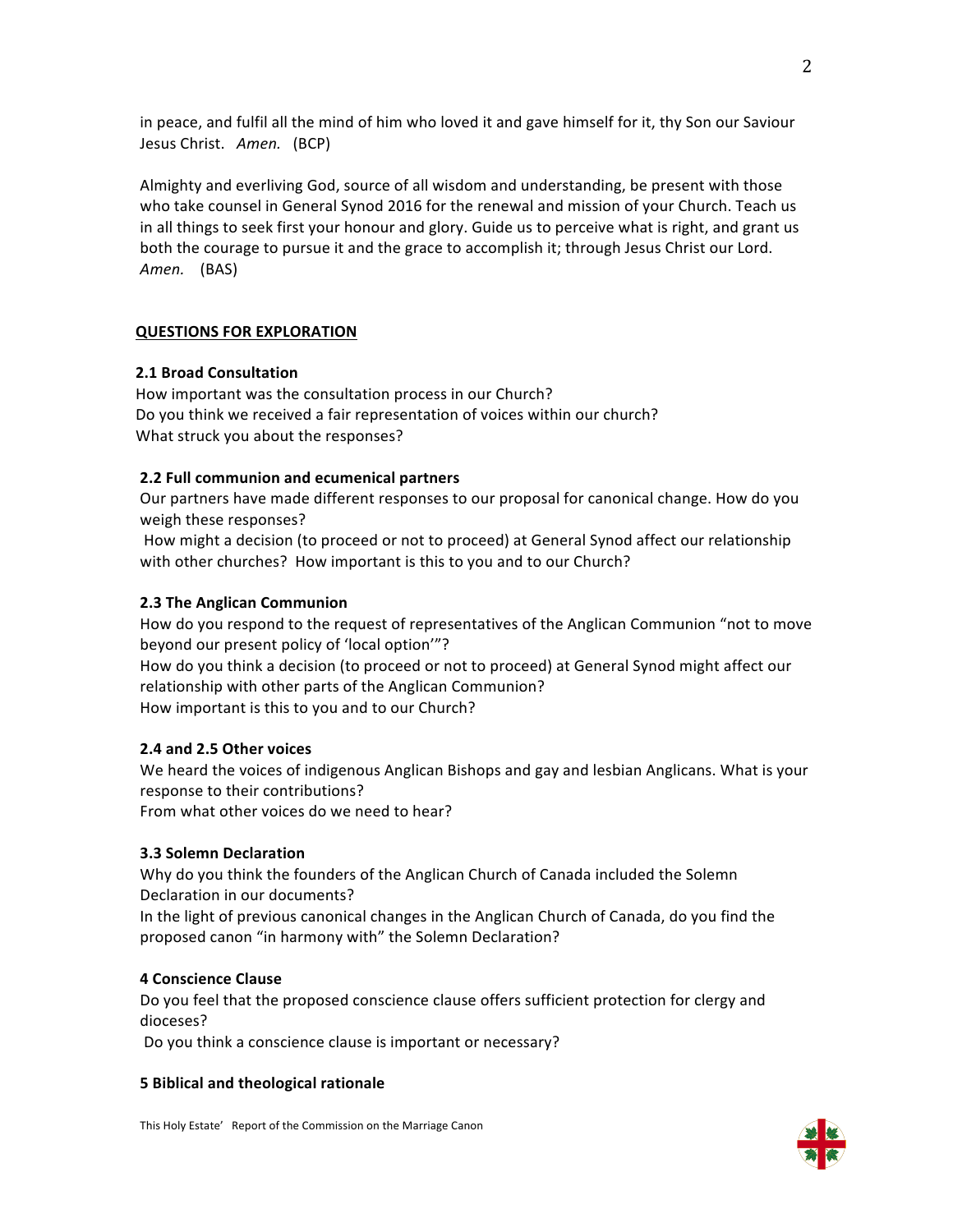in peace, and fulfil all the mind of him who loved it and gave himself for it, thy Son our Saviour Jesus Christ. *Amen.* (BCP)

Almighty and everliving God, source of all wisdom and understanding, be present with those who take counsel in General Synod 2016 for the renewal and mission of your Church. Teach us in all things to seek first your honour and glory. Guide us to perceive what is right, and grant us both the courage to pursue it and the grace to accomplish it; through Jesus Christ our Lord. *Amen.* (BAS)

## QUESTIONS FOR EXPLORATION

### 2.1 Broad Consultation

How important was the consultation process in our Church?
Do you think we received a fair representation of voices within our church?
What struck you about the responses?

### 2.2 Full communion and ecumenical partners

Our partners have made different responses to our proposal for canonical change. How do you weigh these responses?
How might a decision (to proceed or not to proceed) at General Synod affect our relationship with other churches? How important is this to you and to our Church?

### 2.3 The Anglican Communion

How do you respond to the request of representatives of the Anglican Communion "not to move beyond our present policy of 'local option'"?
How do you think a decision (to proceed or not to proceed) at General Synod might affect our relationship with other parts of the Anglican Communion?
How important is this to you and to our Church?

### 2.4 and 2.5 Other voices

We heard the voices of indigenous Anglican Bishops and gay and lesbian Anglicans. What is your response to their contributions?
From what other voices do we need to hear?

### 3.3 Solemn Declaration

Why do you think the founders of the Anglican Church of Canada included the Solemn Declaration in our documents?
In the light of previous canonical changes in the Anglican Church of Canada, do you find the proposed canon "in harmony with" the Solemn Declaration?

### 4 Conscience Clause

Do you feel that the proposed conscience clause offers sufficient protection for clergy and dioceses?
Do you think a conscience clause is important or necessary?

### 5 Biblical and theological rationale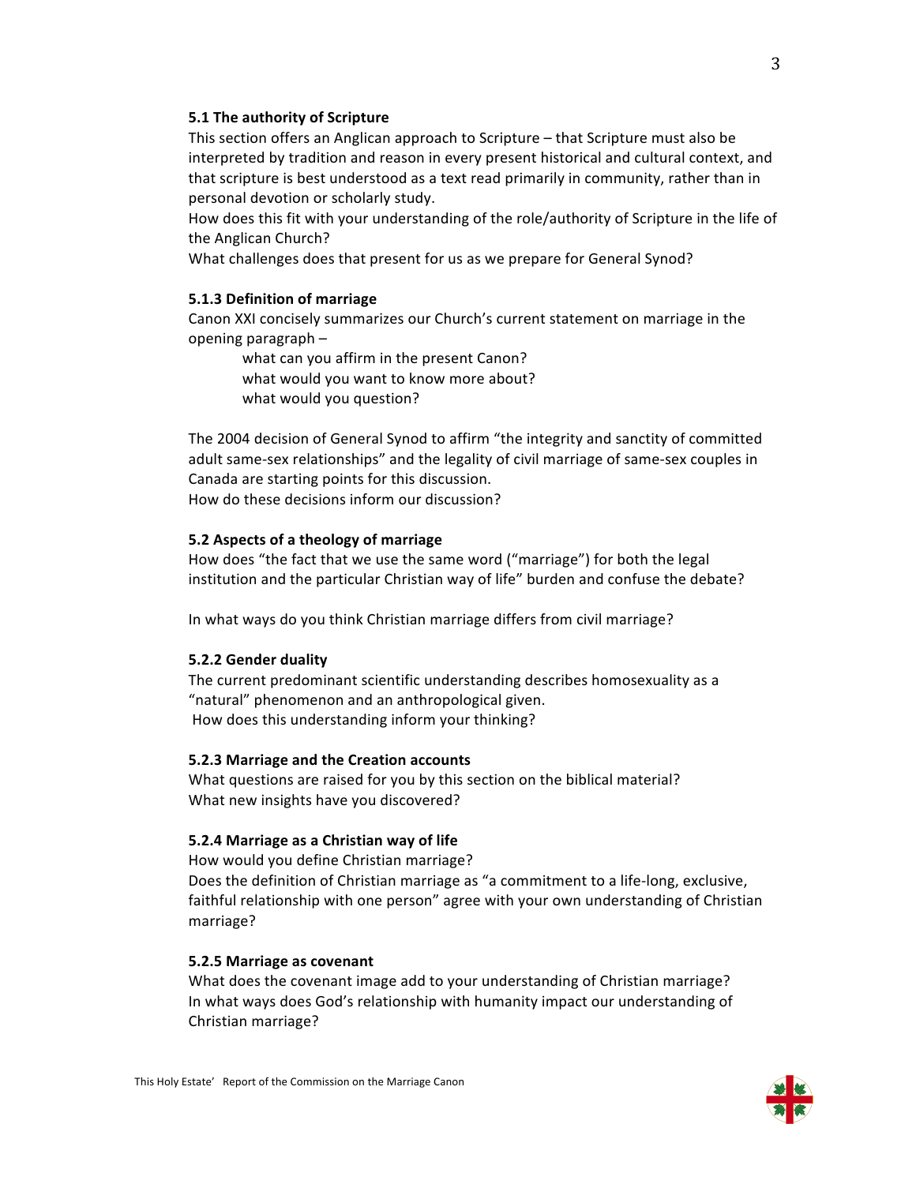### 5.1 The authority of Scripture

This section offers an Anglican approach to Scripture – that Scripture must also be interpreted by tradition and reason in every present historical and cultural context, and that scripture is best understood as a text read primarily in community, rather than in personal devotion or scholarly study.

How does this fit with your understanding of the role/authority of Scripture in the life of the Anglican Church?

What challenges does that present for us as we prepare for General Synod?

### 5.1.3 Definition of marriage

Canon XXI concisely summarizes our Church's current statement on marriage in the opening paragraph –

> what can you affirm in the present Canon?
> what would you want to know more about?
> what would you question?

The 2004 decision of General Synod to affirm "the integrity and sanctity of committed adult same-sex relationships" and the legality of civil marriage of same-sex couples in Canada are starting points for this discussion.

How do these decisions inform our discussion?

### 5.2 Aspects of a theology of marriage

How does "the fact that we use the same word ("marriage") for both the legal institution and the particular Christian way of life" burden and confuse the debate?

In what ways do you think Christian marriage differs from civil marriage?

### 5.2.2 Gender duality

The current predominant scientific understanding describes homosexuality as a "natural" phenomenon and an anthropological given.

How does this understanding inform your thinking?

### 5.2.3 Marriage and the Creation accounts

What questions are raised for you by this section on the biblical material?

What new insights have you discovered?

### 5.2.4 Marriage as a Christian way of life

How would you define Christian marriage?

Does the definition of Christian marriage as "a commitment to a life-long, exclusive, faithful relationship with one person" agree with your own understanding of Christian marriage?

### 5.2.5 Marriage as covenant

What does the covenant image add to your understanding of Christian marriage?

In what ways does God's relationship with humanity impact our understanding of Christian marriage?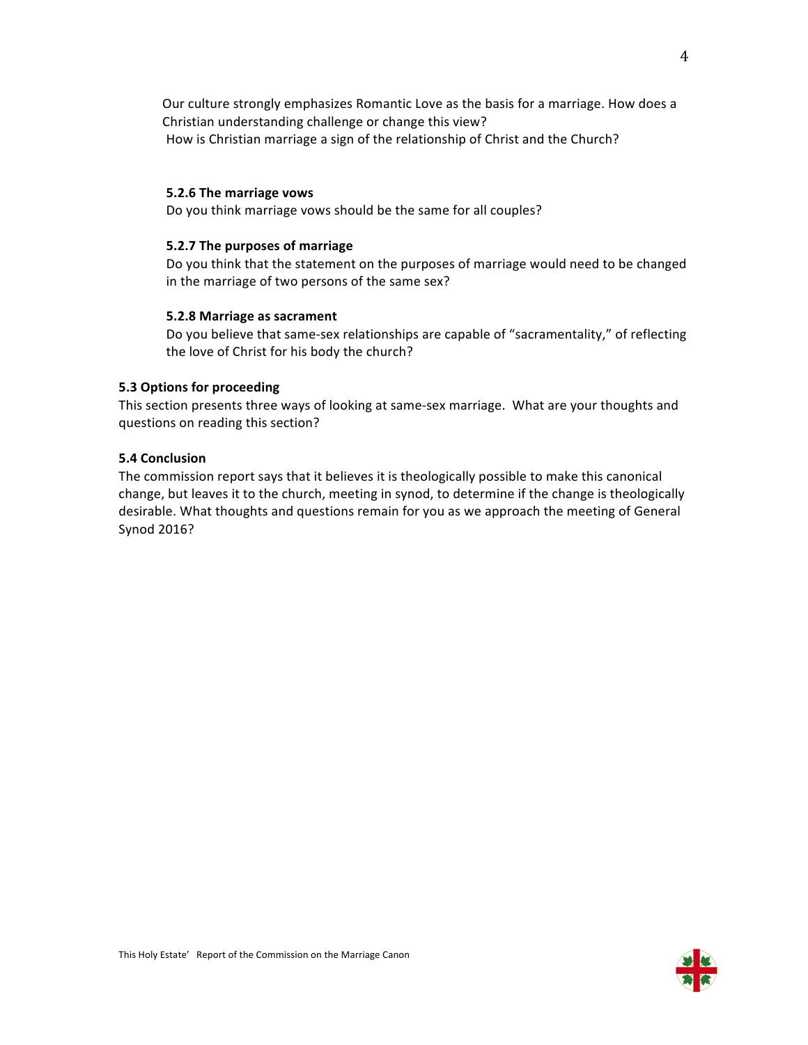Our culture strongly emphasizes Romantic Love as the basis for a marriage. How does a Christian understanding challenge or change this view?
How is Christian marriage a sign of the relationship of Christ and the Church?

#### 5.2.6 The marriage vows

Do you think marriage vows should be the same for all couples?

#### 5.2.7 The purposes of marriage

Do you think that the statement on the purposes of marriage would need to be changed in the marriage of two persons of the same sex?

#### 5.2.8 Marriage as sacrament

Do you believe that same-sex relationships are capable of "sacramentality," of reflecting the love of Christ for his body the church?

### 5.3 Options for proceeding

This section presents three ways of looking at same-sex marriage. What are your thoughts and questions on reading this section?

### 5.4 Conclusion

The commission report says that it believes it is theologically possible to make this canonical change, but leaves it to the church, meeting in synod, to determine if the change is theologically desirable. What thoughts and questions remain for you as we approach the meeting of General Synod 2016?